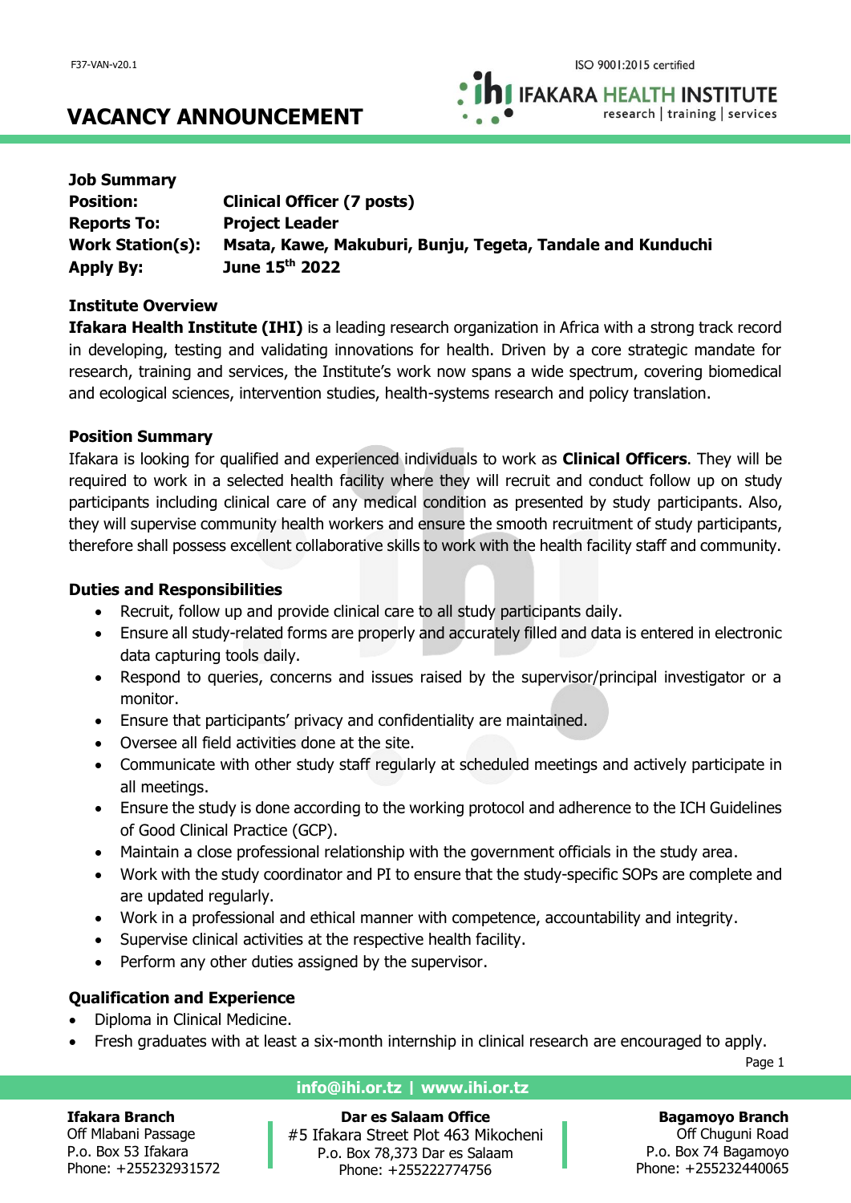F37-VAN-v20.1

ISO 9001:2015 certified

IFAKARA HEALTH INSTITUTE
research | training | services

# VACANCY ANNOUNCEMENT

**Job Summary**

**Position:** **Clinical Officer (7 posts)**
**Reports To:** **Project Leader**
**Work Station(s):** **Msata, Kawe, Makuburi, Bunju, Tegeta, Tandale and Kunduchi**
**Apply By:** **June 15th 2022**

**Institute Overview**

**Ifakara Health Institute (IHI)** is a leading research organization in Africa with a strong track record in developing, testing and validating innovations for health. Driven by a core strategic mandate for research, training and services, the Institute's work now spans a wide spectrum, covering biomedical and ecological sciences, intervention studies, health-systems research and policy translation.

**Position Summary**

Ifakara is looking for qualified and experienced individuals to work as **Clinical Officers**. They will be required to work in a selected health facility where they will recruit and conduct follow up on study participants including clinical care of any medical condition as presented by study participants. Also, they will supervise community health workers and ensure the smooth recruitment of study participants, therefore shall possess excellent collaborative skills to work with the health facility staff and community.

**Duties and Responsibilities**

- Recruit, follow up and provide clinical care to all study participants daily.
- Ensure all study-related forms are properly and accurately filled and data is entered in electronic data capturing tools daily.
- Respond to queries, concerns and issues raised by the supervisor/principal investigator or a monitor.
- Ensure that participants' privacy and confidentiality are maintained.
- Oversee all field activities done at the site.
- Communicate with other study staff regularly at scheduled meetings and actively participate in all meetings.
- Ensure the study is done according to the working protocol and adherence to the ICH Guidelines of Good Clinical Practice (GCP).
- Maintain a close professional relationship with the government officials in the study area.
- Work with the study coordinator and PI to ensure that the study-specific SOPs are complete and are updated regularly.
- Work in a professional and ethical manner with competence, accountability and integrity.
- Supervise clinical activities at the respective health facility.
- Perform any other duties assigned by the supervisor.

**Qualification and Experience**

- Diploma in Clinical Medicine.
- Fresh graduates with at least a six-month internship in clinical research are encouraged to apply.

**info@ihi.or.tz | www.ihi.or.tz**

**Ifakara Branch**
Off Mlabani Passage
P.o. Box 53 Ifakara
Phone: +255232931572

**Dar es Salaam Office**
#5 Ifakara Street Plot 463 Mikocheni
P.o. Box 78,373 Dar es Salaam
Phone: +255222774756

**Bagamoyo Branch**
Off Chuguni Road
P.o. Box 74 Bagamoyo
Phone: +255232440065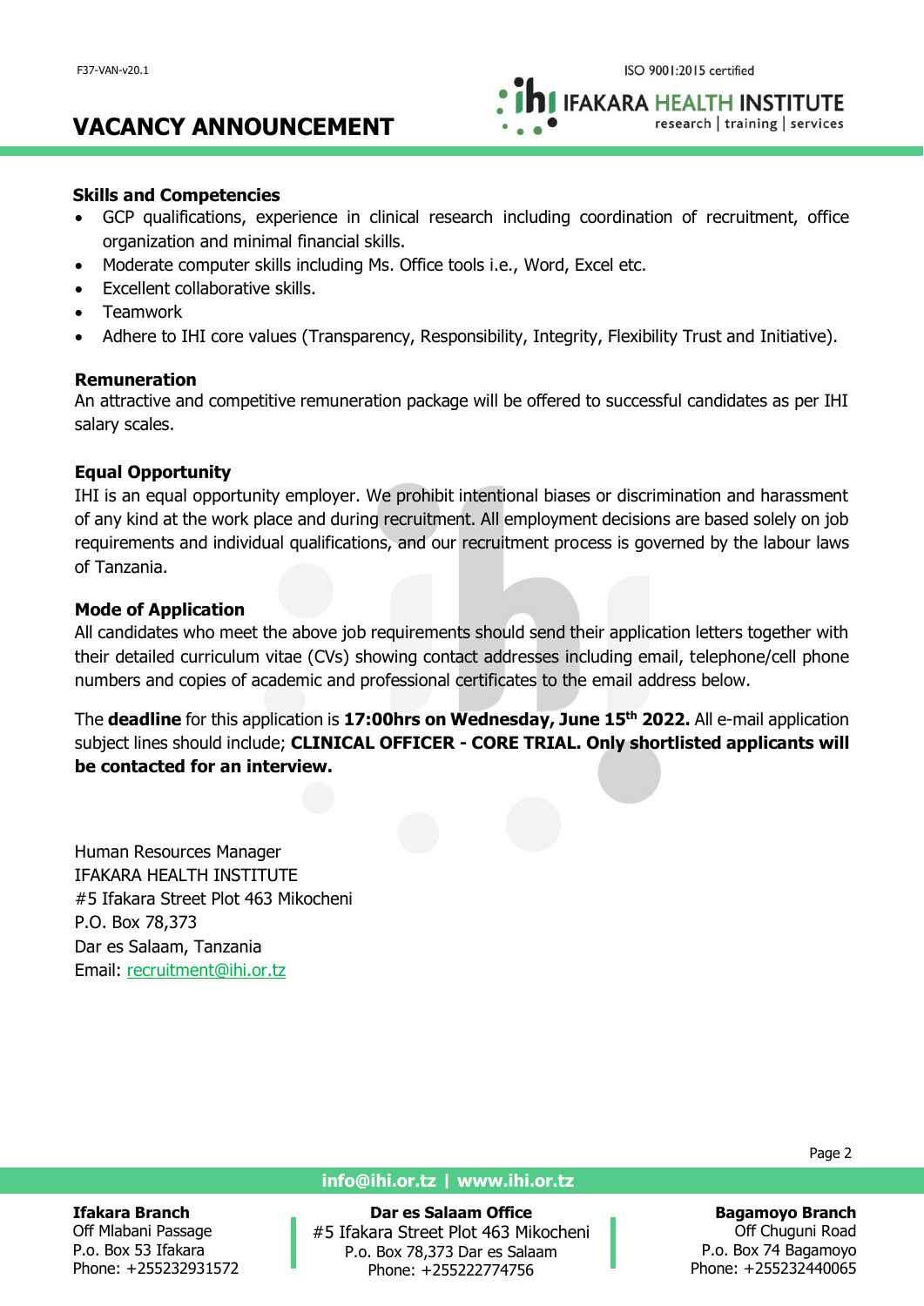### Skills and Competencies

- GCP qualifications, experience in clinical research including coordination of recruitment, office organization and minimal financial skills.
- Moderate computer skills including Ms. Office tools i.e., Word, Excel etc.
- Excellent collaborative skills.
- Teamwork
- Adhere to IHI core values (Transparency, Responsibility, Integrity, Flexibility Trust and Initiative).

### Remuneration

An attractive and competitive remuneration package will be offered to successful candidates as per IHI salary scales.

### Equal Opportunity

IHI is an equal opportunity employer. We prohibit intentional biases or discrimination and harassment of any kind at the work place and during recruitment. All employment decisions are based solely on job requirements and individual qualifications, and our recruitment process is governed by the labour laws of Tanzania.

### Mode of Application

All candidates who meet the above job requirements should send their application letters together with their detailed curriculum vitae (CVs) showing contact addresses including email, telephone/cell phone numbers and copies of academic and professional certificates to the email address below.

The **deadline** for this application is **17:00hrs on Wednesday, June 15th 2022.** All e-mail application subject lines should include; **CLINICAL OFFICER - CORE TRIAL. Only shortlisted applicants will be contacted for an interview.**

Human Resources Manager
IFAKARA HEALTH INSTITUTE
#5 Ifakara Street Plot 463 Mikocheni
P.O. Box 78,373
Dar es Salaam, Tanzania
Email: recruitment@ihi.or.tz